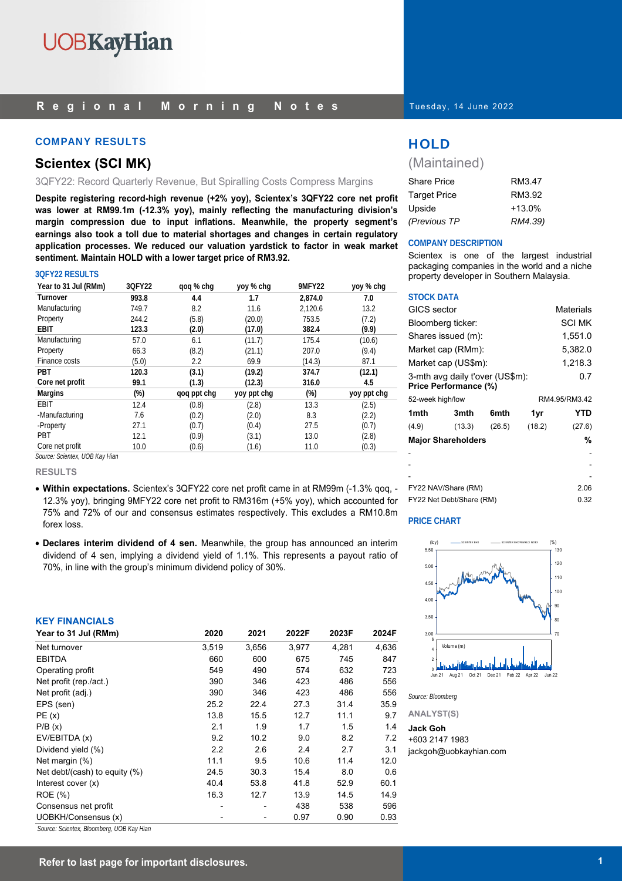## COMPANY RESULTS

# Scientex (SCI MK)

3QFY22: Record Quarterly Revenue, But Spiralling Costs Compress Margins

**Despite registering record-high revenue (+2% yoy), Scientex's 3QFY22 core net profit was lower at RM99.1m (-12.3% yoy), mainly reflecting the manufacturing division's margin compression due to input inflations. Meanwhile, the property segment's earnings also took a toll due to material shortages and changes in certain regulatory application processes. We reduced our valuation yardstick to factor in weak market sentiment. Maintain HOLD with a lower target price of RM3.92.**

### 3QFY22 RESULTS

| Year to 31 Jul (RMm) | 3QFY22 | qoq % chg | yoy % chg | 9MFY22 | yoy % chg |
|---|---|---|---|---|---|
| **Turnover** | **993.8** | **4.4** | **1.7** | **2,874.0** | **7.0** |
| Manufacturing | 749.7 | 8.2 | 11.6 | 2,120.6 | 13.2 |
| Property | 244.2 | (5.8) | (20.0) | 753.5 | (7.2) |
| **EBIT** | **123.3** | **(2.0)** | **(17.0)** | **382.4** | **(9.9)** |
| Manufacturing | 57.0 | 6.1 | (11.7) | 175.4 | (10.6) |
| Property | 66.3 | (8.2) | (21.1) | 207.0 | (9.4) |
| Finance costs | (5.0) | 2.2 | 69.9 | (14.3) | 87.1 |
| **PBT** | **120.3** | **(3.1)** | **(19.2)** | **374.7** | **(12.1)** |
| **Core net profit** | **99.1** | **(1.3)** | **(12.3)** | **316.0** | **4.5** |
| **Margins** | **(%)** | **qoq ppt chg** | **yoy ppt chg** | **(%)** | **yoy ppt chg** |
| EBIT | 12.4 | (0.8) | (2.8) | 13.3 | (2.5) |
| -Manufacturing | 7.6 | (0.2) | (2.0) | 8.3 | (2.2) |
| -Property | 27.1 | (0.7) | (0.4) | 27.5 | (0.7) |
| PBT | 12.1 | (0.9) | (3.1) | 13.0 | (2.8) |
| Core net profit | 10.0 | (0.6) | (1.6) | 11.0 | (0.3) |

*Source: Scientex, UOB Kay Hian*

### RESULTS

- **Within expectations.** Scientex's 3QFY22 core net profit came in at RM99m (-1.3% qoq, -12.3% yoy), bringing 9MFY22 core net profit to RM316m (+5% yoy), which accounted for 75% and 72% of our and consensus estimates respectively. This excludes a RM10.8m forex loss.
- **Declares interim dividend of 4 sen.** Meanwhile, the group has announced an interim dividend of 4 sen, implying a dividend yield of 1.1%. This represents a payout ratio of 70%, in line with the group's minimum dividend policy of 30%.

### KEY FINANCIALS

| Year to 31 Jul (RMm) | 2020 | 2021 | 2022F | 2023F | 2024F |
|---|---|---|---|---|---|
| Net turnover | 3,519 | 3,656 | 3,977 | 4,281 | 4,636 |
| EBITDA | 660 | 600 | 675 | 745 | 847 |
| Operating profit | 549 | 490 | 574 | 632 | 723 |
| Net profit (rep./act.) | 390 | 346 | 423 | 486 | 556 |
| Net profit (adj.) | 390 | 346 | 423 | 486 | 556 |
| EPS (sen) | 25.2 | 22.4 | 27.3 | 31.4 | 35.9 |
| PE (x) | 13.8 | 15.5 | 12.7 | 11.1 | 9.7 |
| P/B (x) | 2.1 | 1.9 | 1.7 | 1.5 | 1.4 |
| EV/EBITDA (x) | 9.2 | 10.2 | 9.0 | 8.2 | 7.2 |
| Dividend yield (%) | 2.2 | 2.6 | 2.4 | 2.7 | 3.1 |
| Net margin (%) | 11.1 | 9.5 | 10.6 | 11.4 | 12.0 |
| Net debt/(cash) to equity (%) | 24.5 | 30.3 | 15.4 | 8.0 | 0.6 |
| Interest cover (x) | 40.4 | 53.8 | 41.8 | 52.9 | 60.1 |
| ROE (%) | 16.3 | 12.7 | 13.9 | 14.5 | 14.9 |
| Consensus net profit | - | - | 438 | 538 | 596 |
| UOBKH/Consensus (x) | - | - | 0.97 | 0.90 | 0.93 |

*Source: Scientex, Bloomberg, UOB Kay Hian*

## HOLD

(Maintained)

| | |
|---|---|
| Share Price | RM3.47 |
| Target Price | RM3.92 |
| Upside | +13.0% |
| *(Previous TP* | *RM4.39)* |

### COMPANY DESCRIPTION

Scientex is one of the largest industrial packaging companies in the world and a niche property developer in Southern Malaysia.

### STOCK DATA

| | |
|---|---|
| GICS sector | Materials |
| Bloomberg ticker: | SCI MK |
| Shares issued (m): | 1,551.0 |
| Market cap (RMm): | 5,382.0 |
| Market cap (US$m): | 1,218.3 |
| 3-mth avg daily t'over (US$m): | 0.7 |

**Price Performance (%)**

52-week high/low RM4.95/RM3.42

| 1mth | 3mth | 6mth | 1yr | YTD |
|---|---|---|---|---|
| (4.9) | (13.3) | (26.5) | (18.2) | (27.6) |

| Major Shareholders | % |
|---|---|
| - | - |
| - | - |
| - | - |

| | |
|---|---|
| FY22 NAV/Share (RM) | 2.06 |
| FY22 Net Debt/Share (RM) | 0.32 |

### PRICE CHART

*Source: Bloomberg*

**ANALYST(S)**

**Jack Goh**
+603 2147 1983
jackgoh@uobkayhian.com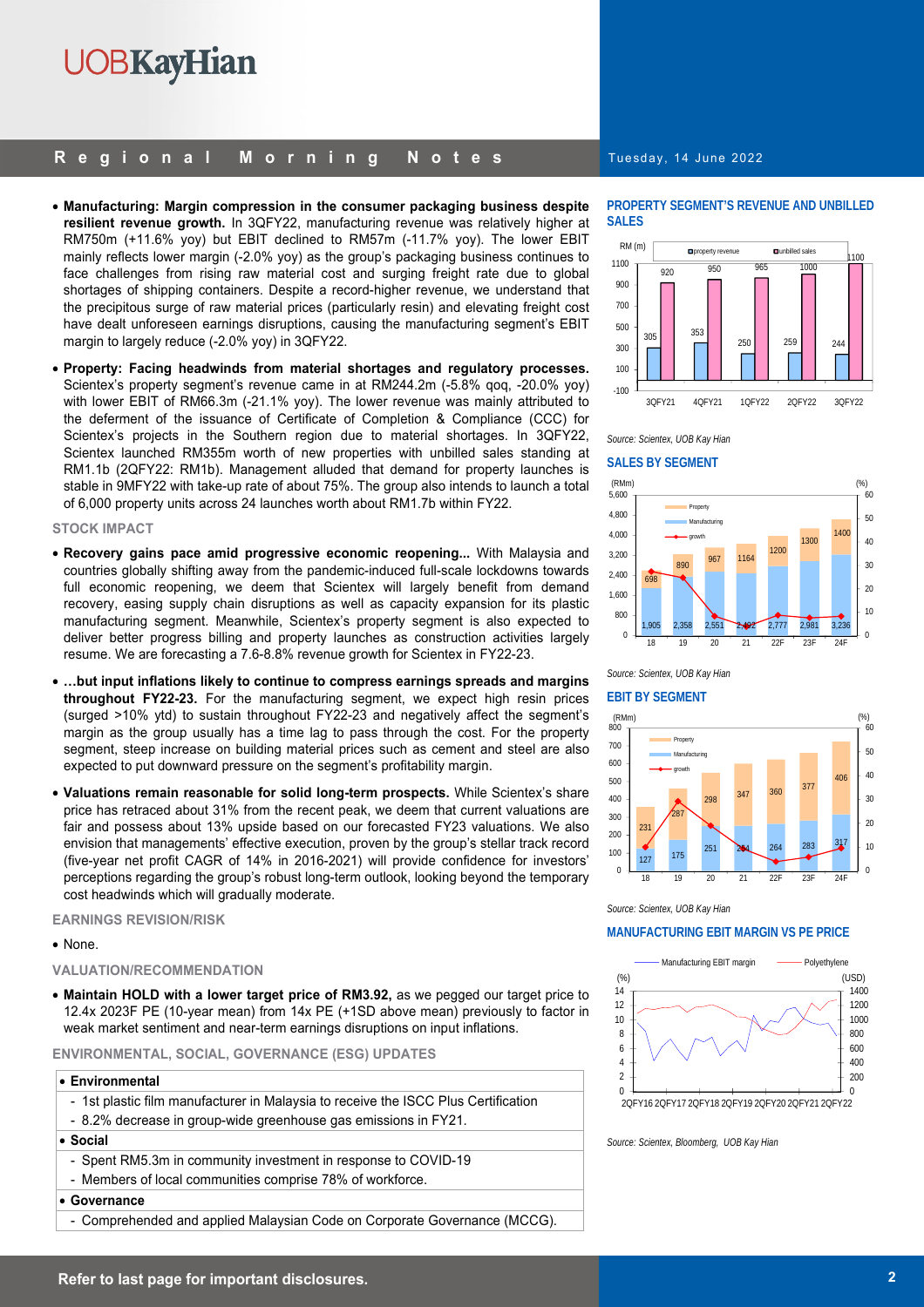- **Manufacturing: Margin compression in the consumer packaging business despite resilient revenue growth.** In 3QFY22, manufacturing revenue was relatively higher at RM750m (+11.6% yoy) but EBIT declined to RM57m (-11.7% yoy). The lower EBIT mainly reflects lower margin (-2.0% yoy) as the group's packaging business continues to face challenges from rising raw material cost and surging freight rate due to global shortages of shipping containers. Despite a record-higher revenue, we understand that the precipitous surge of raw material prices (particularly resin) and elevating freight cost have dealt unforeseen earnings disruptions, causing the manufacturing segment's EBIT margin to largely reduce (-2.0% yoy) in 3QFY22.

- **Property: Facing headwinds from material shortages and regulatory processes.** Scientex's property segment's revenue came in at RM244.2m (-5.8% qoq, -20.0% yoy) with lower EBIT of RM66.3m (-21.1% yoy). The lower revenue was mainly attributed to the deferment of the issuance of Certificate of Completion & Compliance (CCC) for Scientex's projects in the Southern region due to material shortages. In 3QFY22, Scientex launched RM355m worth of new properties with unbilled sales standing at RM1.1b (2QFY22: RM1b). Management alluded that demand for property launches is stable in 9MFY22 with take-up rate of about 75%. The group also intends to launch a total of 6,000 property units across 24 launches worth about RM1.7b within FY22.

### STOCK IMPACT

- **Recovery gains pace amid progressive economic reopening...** With Malaysia and countries globally shifting away from the pandemic-induced full-scale lockdowns towards full economic reopening, we deem that Scientex will largely benefit from demand recovery, easing supply chain disruptions as well as capacity expansion for its plastic manufacturing segment. Meanwhile, Scientex's property segment is also expected to deliver better progress billing and property launches as construction activities largely resume. We are forecasting a 7.6-8.8% revenue growth for Scientex in FY22-23.

- **...but input inflations likely to continue to compress earnings spreads and margins throughout FY22-23.** For the manufacturing segment, we expect high resin prices (surged >10% ytd) to sustain throughout FY22-23 and negatively affect the segment's margin as the group usually has a time lag to pass through the cost. For the property segment, steep increase on building material prices such as cement and steel are also expected to put downward pressure on the segment's profitability margin.

- **Valuations remain reasonable for solid long-term prospects.** While Scientex's share price has retraced about 31% from the recent peak, we deem that current valuations are fair and possess about 13% upside based on our forecasted FY23 valuations. We also envision that managements' effective execution, proven by the group's stellar track record (five-year net profit CAGR of 14% in 2016-2021) will provide confidence for investors' perceptions regarding the group's robust long-term outlook, looking beyond the temporary cost headwinds which will gradually moderate.

### EARNINGS REVISION/RISK

- None.

### VALUATION/RECOMMENDATION

- **Maintain HOLD with a lower target price of RM3.92,** as we pegged our target price to 12.4x 2023F PE (10-year mean) from 14x PE (+1SD above mean) previously to factor in weak market sentiment and near-term earnings disruptions on input inflations.

### ENVIRONMENTAL, SOCIAL, GOVERNANCE (ESG) UPDATES

- **Environmental**
  - 1st plastic film manufacturer in Malaysia to receive the ISCC Plus Certification
  - 8.2% decrease in group-wide greenhouse gas emissions in FY21.
- **Social**
  - Spent RM5.3m in community investment in response to COVID-19
  - Members of local communities comprise 78% of workforce.
- **Governance**
  - Comprehended and applied Malaysian Code on Corporate Governance (MCCG).

### PROPERTY SEGMENT'S REVENUE AND UNBILLED SALES

| RM (m) | 3QFY21 | 4QFY21 | 1QFY22 | 2QFY22 | 3QFY22 |
|---|---|---|---|---|---|
| property revenue | 305 | 353 | 250 | 259 | 244 |
| unbilled sales | 920 | 950 | 965 | 1000 | 1100 |

*Source: Scientex, UOB Kay Hian*

### SALES BY SEGMENT

| (RMm) | 18 | 19 | 20 | 21 | 22F | 23F | 24F |
|---|---|---|---|---|---|---|---|
| Property | 698 | 890 | 967 | 1164 | 1200 | 1300 | 1400 |
| Manufacturing | 1,905 | 2,358 | 2,551 | 2,492 | 2,777 | 2,981 | 3,236 |

*Source: Scientex, UOB Kay Hian*

### EBIT BY SEGMENT

| (RMm) | 18 | 19 | 20 | 21 | 22F | 23F | 24F |
|---|---|---|---|---|---|---|---|
| Property | 231 | 287 | 298 | 347 | 360 | 377 | 406 |
| Manufacturing | 127 | 175 | 251 | 254 | 264 | 283 | 317 |

*Source: Scientex, UOB Kay Hian*

### MANUFACTURING EBIT MARGIN VS PE PRICE

*Source: Scientex, Bloomberg, UOB Kay Hian*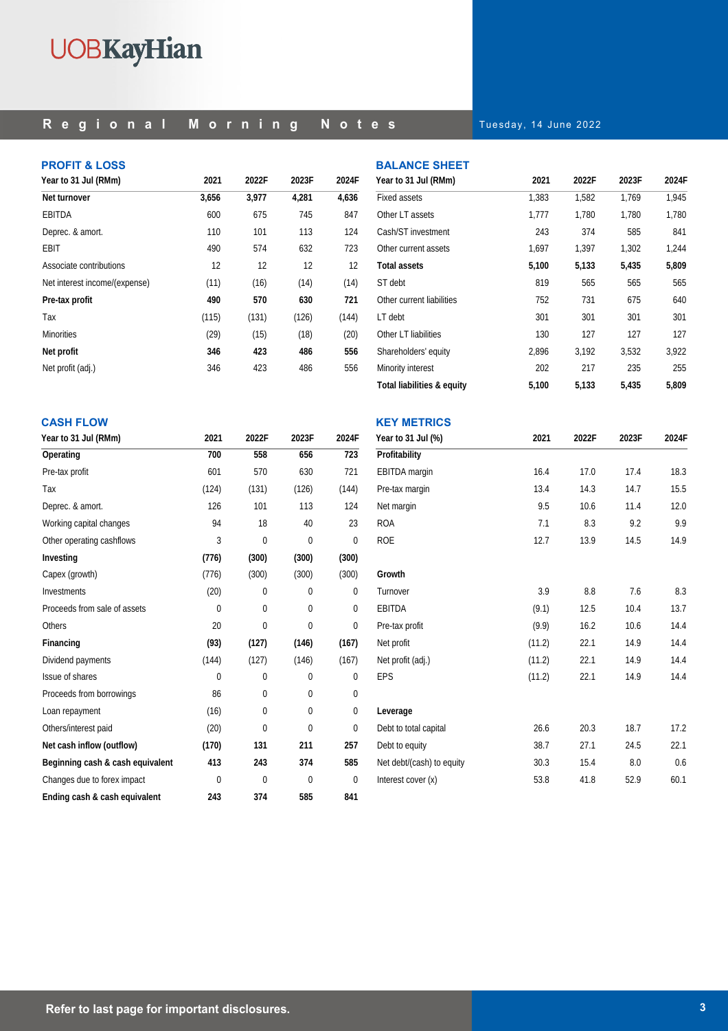## PROFIT & LOSS

| Year to 31 Jul (RMm) | 2021 | 2022F | 2023F | 2024F |
|---|---|---|---|---|
| **Net turnover** | **3,656** | **3,977** | **4,281** | **4,636** |
| EBITDA | 600 | 675 | 745 | 847 |
| Deprec. & amort. | 110 | 101 | 113 | 124 |
| EBIT | 490 | 574 | 632 | 723 |
| Associate contributions | 12 | 12 | 12 | 12 |
| Net interest income/(expense) | (11) | (16) | (14) | (14) |
| **Pre-tax profit** | **490** | **570** | **630** | **721** |
| Tax | (115) | (131) | (126) | (144) |
| Minorities | (29) | (15) | (18) | (20) |
| **Net profit** | **346** | **423** | **486** | **556** |
| Net profit (adj.) | 346 | 423 | 486 | 556 |

## BALANCE SHEET

| Year to 31 Jul (RMm) | 2021 | 2022F | 2023F | 2024F |
|---|---|---|---|---|
| Fixed assets | 1,383 | 1,582 | 1,769 | 1,945 |
| Other LT assets | 1,777 | 1,780 | 1,780 | 1,780 |
| Cash/ST investment | 243 | 374 | 585 | 841 |
| Other current assets | 1,697 | 1,397 | 1,302 | 1,244 |
| **Total assets** | **5,100** | **5,133** | **5,435** | **5,809** |
| ST debt | 819 | 565 | 565 | 565 |
| Other current liabilities | 752 | 731 | 675 | 640 |
| LT debt | 301 | 301 | 301 | 301 |
| Other LT liabilities | 130 | 127 | 127 | 127 |
| Shareholders' equity | 2,896 | 3,192 | 3,532 | 3,922 |
| Minority interest | 202 | 217 | 235 | 255 |
| **Total liabilities & equity** | **5,100** | **5,133** | **5,435** | **5,809** |

## CASH FLOW

| Year to 31 Jul (RMm) | 2021 | 2022F | 2023F | 2024F |
|---|---|---|---|---|
| **Operating** | **700** | **558** | **656** | **723** |
| Pre-tax profit | 601 | 570 | 630 | 721 |
| Tax | (124) | (131) | (126) | (144) |
| Deprec. & amort. | 126 | 101 | 113 | 124 |
| Working capital changes | 94 | 18 | 40 | 23 |
| Other operating cashflows | 3 | 0 | 0 | 0 |
| **Investing** | **(776)** | **(300)** | **(300)** | **(300)** |
| Capex (growth) | (776) | (300) | (300) | (300) |
| Investments | (20) | 0 | 0 | 0 |
| Proceeds from sale of assets | 0 | 0 | 0 | 0 |
| Others | 20 | 0 | 0 | 0 |
| **Financing** | **(93)** | **(127)** | **(146)** | **(167)** |
| Dividend payments | (144) | (127) | (146) | (167) |
| Issue of shares | 0 | 0 | 0 | 0 |
| Proceeds from borrowings | 86 | 0 | 0 | 0 |
| Loan repayment | (16) | 0 | 0 | 0 |
| Others/interest paid | (20) | 0 | 0 | 0 |
| **Net cash inflow (outflow)** | **(170)** | **131** | **211** | **257** |
| **Beginning cash & cash equivalent** | **413** | **243** | **374** | **585** |
| Changes due to forex impact | 0 | 0 | 0 | 0 |
| **Ending cash & cash equivalent** | **243** | **374** | **585** | **841** |

## KEY METRICS

| Year to 31 Jul (%) | 2021 | 2022F | 2023F | 2024F |
|---|---|---|---|---|
| **Profitability** | | | | |
| EBITDA margin | 16.4 | 17.0 | 17.4 | 18.3 |
| Pre-tax margin | 13.4 | 14.3 | 14.7 | 15.5 |
| Net margin | 9.5 | 10.6 | 11.4 | 12.0 |
| ROA | 7.1 | 8.3 | 9.2 | 9.9 |
| ROE | 12.7 | 13.9 | 14.5 | 14.9 |
| **Growth** | | | | |
| Turnover | 3.9 | 8.8 | 7.6 | 8.3 |
| EBITDA | (9.1) | 12.5 | 10.4 | 13.7 |
| Pre-tax profit | (9.9) | 16.2 | 10.6 | 14.4 |
| Net profit | (11.2) | 22.1 | 14.9 | 14.4 |
| Net profit (adj.) | (11.2) | 22.1 | 14.9 | 14.4 |
| EPS | (11.2) | 22.1 | 14.9 | 14.4 |
| **Leverage** | | | | |
| Debt to total capital | 26.6 | 20.3 | 18.7 | 17.2 |
| Debt to equity | 38.7 | 27.1 | 24.5 | 22.1 |
| Net debt/(cash) to equity | 30.3 | 15.4 | 8.0 | 0.6 |
| Interest cover (x) | 53.8 | 41.8 | 52.9 | 60.1 |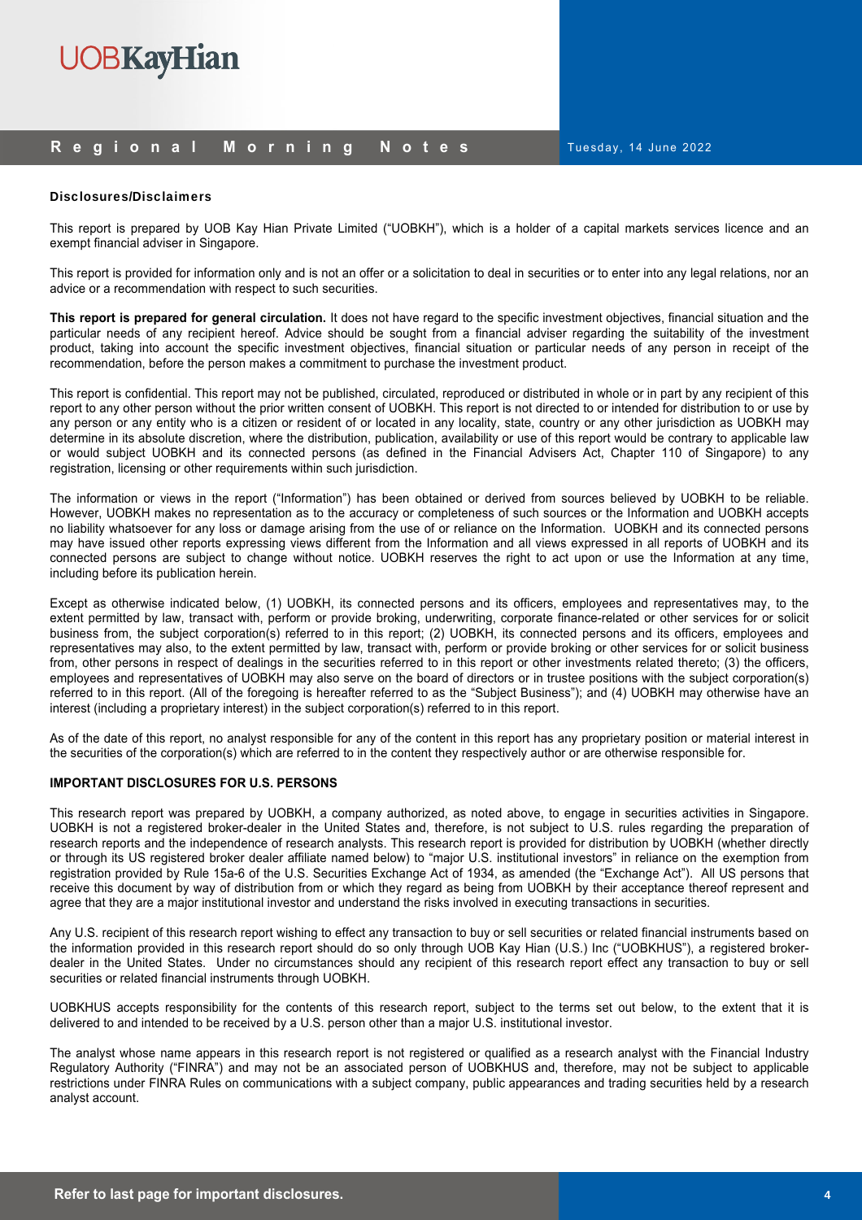**Disclosures/Disclaimers**

This report is prepared by UOB Kay Hian Private Limited ("UOBKH"), which is a holder of a capital markets services licence and an exempt financial adviser in Singapore.

This report is provided for information only and is not an offer or a solicitation to deal in securities or to enter into any legal relations, nor an advice or a recommendation with respect to such securities.

**This report is prepared for general circulation.** It does not have regard to the specific investment objectives, financial situation and the particular needs of any recipient hereof. Advice should be sought from a financial adviser regarding the suitability of the investment product, taking into account the specific investment objectives, financial situation or particular needs of any person in receipt of the recommendation, before the person makes a commitment to purchase the investment product.

This report is confidential. This report may not be published, circulated, reproduced or distributed in whole or in part by any recipient of this report to any other person without the prior written consent of UOBKH. This report is not directed to or intended for distribution to or use by any person or any entity who is a citizen or resident of or located in any locality, state, country or any other jurisdiction as UOBKH may determine in its absolute discretion, where the distribution, publication, availability or use of this report would be contrary to applicable law or would subject UOBKH and its connected persons (as defined in the Financial Advisers Act, Chapter 110 of Singapore) to any registration, licensing or other requirements within such jurisdiction.

The information or views in the report ("Information") has been obtained or derived from sources believed by UOBKH to be reliable. However, UOBKH makes no representation as to the accuracy or completeness of such sources or the Information and UOBKH accepts no liability whatsoever for any loss or damage arising from the use of or reliance on the Information. UOBKH and its connected persons may have issued other reports expressing views different from the Information and all views expressed in all reports of UOBKH and its connected persons are subject to change without notice. UOBKH reserves the right to act upon or use the Information at any time, including before its publication herein.

Except as otherwise indicated below, (1) UOBKH, its connected persons and its officers, employees and representatives may, to the extent permitted by law, transact with, perform or provide broking, underwriting, corporate finance-related or other services for or solicit business from, the subject corporation(s) referred to in this report; (2) UOBKH, its connected persons and its officers, employees and representatives may also, to the extent permitted by law, transact with, perform or provide broking or other services for or solicit business from, other persons in respect of dealings in the securities referred to in this report or other investments related thereto; (3) the officers, employees and representatives of UOBKH may also serve on the board of directors or in trustee positions with the subject corporation(s) referred to in this report. (All of the foregoing is hereafter referred to as the "Subject Business"); and (4) UOBKH may otherwise have an interest (including a proprietary interest) in the subject corporation(s) referred to in this report.

As of the date of this report, no analyst responsible for any of the content in this report has any proprietary position or material interest in the securities of the corporation(s) which are referred to in the content they respectively author or are otherwise responsible for.

**IMPORTANT DISCLOSURES FOR U.S. PERSONS**

This research report was prepared by UOBKH, a company authorized, as noted above, to engage in securities activities in Singapore. UOBKH is not a registered broker-dealer in the United States and, therefore, is not subject to U.S. rules regarding the preparation of research reports and the independence of research analysts. This research report is provided for distribution by UOBKH (whether directly or through its US registered broker dealer affiliate named below) to "major U.S. institutional investors" in reliance on the exemption from registration provided by Rule 15a-6 of the U.S. Securities Exchange Act of 1934, as amended (the "Exchange Act"). All US persons that receive this document by way of distribution from or which they regard as being from UOBKH by their acceptance thereof represent and agree that they are a major institutional investor and understand the risks involved in executing transactions in securities.

Any U.S. recipient of this research report wishing to effect any transaction to buy or sell securities or related financial instruments based on the information provided in this research report should do so only through UOB Kay Hian (U.S.) Inc ("UOBKHUS"), a registered broker-dealer in the United States. Under no circumstances should any recipient of this research report effect any transaction to buy or sell securities or related financial instruments through UOBKH.

UOBKHUS accepts responsibility for the contents of this research report, subject to the terms set out below, to the extent that it is delivered to and intended to be received by a U.S. person other than a major U.S. institutional investor.

The analyst whose name appears in this research report is not registered or qualified as a research analyst with the Financial Industry Regulatory Authority ("FINRA") and may not be an associated person of UOBKHUS and, therefore, may not be subject to applicable restrictions under FINRA Rules on communications with a subject company, public appearances and trading securities held by a research analyst account.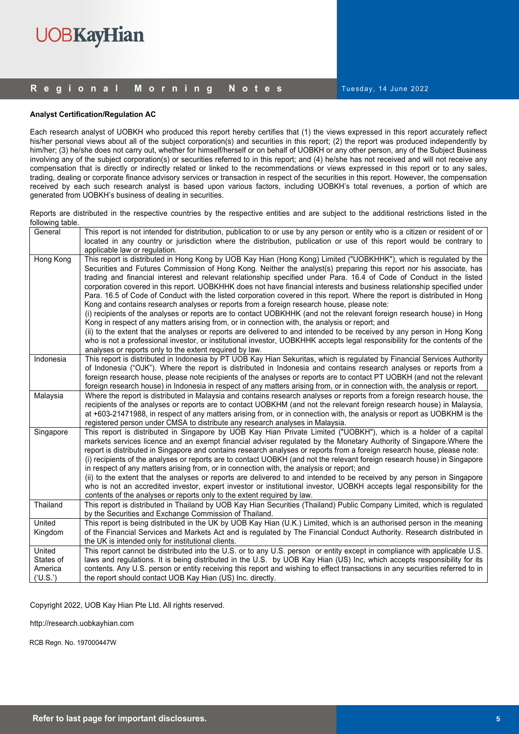**Analyst Certification/Regulation AC**

Each research analyst of UOBKH who produced this report hereby certifies that (1) the views expressed in this report accurately reflect his/her personal views about all of the subject corporation(s) and securities in this report; (2) the report was produced independently by him/her; (3) he/she does not carry out, whether for himself/herself or on behalf of UOBKH or any other person, any of the Subject Business involving any of the subject corporation(s) or securities referred to in this report; and (4) he/she has not received and will not receive any compensation that is directly or indirectly related or linked to the recommendations or views expressed in this report or to any sales, trading, dealing or corporate finance advisory services or transaction in respect of the securities in this report. However, the compensation received by each such research analyst is based upon various factors, including UOBKH's total revenues, a portion of which are generated from UOBKH's business of dealing in securities.

Reports are distributed in the respective countries by the respective entities and are subject to the additional restrictions listed in the following table.

| | |
|---|---|
| General | This report is not intended for distribution, publication to or use by any person or entity who is a citizen or resident of or located in any country or jurisdiction where the distribution, publication or use of this report would be contrary to applicable law or regulation. |
| Hong Kong | This report is distributed in Hong Kong by UOB Kay Hian (Hong Kong) Limited ("UOBKHHK"), which is regulated by the Securities and Futures Commission of Hong Kong. Neither the analyst(s) preparing this report nor his associate, has trading and financial interest and relevant relationship specified under Para. 16.4 of Code of Conduct in the listed corporation covered in this report. UOBKHHK does not have financial interests and business relationship specified under Para. 16.5 of Code of Conduct with the listed corporation covered in this report. Where the report is distributed in Hong Kong and contains research analyses or reports from a foreign research house, please note: (i) recipients of the analyses or reports are to contact UOBKHHK (and not the relevant foreign research house) in Hong Kong in respect of any matters arising from, or in connection with, the analysis or report; and (ii) to the extent that the analyses or reports are delivered to and intended to be received by any person in Hong Kong who is not a professional investor, or institutional investor, UOBKHHK accepts legal responsibility for the contents of the analyses or reports only to the extent required by law. |
| Indonesia | This report is distributed in Indonesia by PT UOB Kay Hian Sekuritas, which is regulated by Financial Services Authority of Indonesia ("OJK"). Where the report is distributed in Indonesia and contains research analyses or reports from a foreign research house, please note recipients of the analyses or reports are to contact PT UOBKH (and not the relevant foreign research house) in Indonesia in respect of any matters arising from, or in connection with, the analysis or report. |
| Malaysia | Where the report is distributed in Malaysia and contains research analyses or reports from a foreign research house, the recipients of the analyses or reports are to contact UOBKHM (and not the relevant foreign research house) in Malaysia, at +603-21471988, in respect of any matters arising from, or in connection with, the analysis or report as UOBKHM is the registered person under CMSA to distribute any research analyses in Malaysia. |
| Singapore | This report is distributed in Singapore by UOB Kay Hian Private Limited ("UOBKH"), which is a holder of a capital markets services licence and an exempt financial adviser regulated by the Monetary Authority of Singapore.Where the report is distributed in Singapore and contains research analyses or reports from a foreign research house, please note: (i) recipients of the analyses or reports are to contact UOBKH (and not the relevant foreign research house) in Singapore in respect of any matters arising from, or in connection with, the analysis or report; and (ii) to the extent that the analyses or reports are delivered to and intended to be received by any person in Singapore who is not an accredited investor, expert investor or institutional investor, UOBKH accepts legal responsibility for the contents of the analyses or reports only to the extent required by law. |
| Thailand | This report is distributed in Thailand by UOB Kay Hian Securities (Thailand) Public Company Limited, which is regulated by the Securities and Exchange Commission of Thailand. |
| United Kingdom | This report is being distributed in the UK by UOB Kay Hian (U.K.) Limited, which is an authorised person in the meaning of the Financial Services and Markets Act and is regulated by The Financial Conduct Authority. Research distributed in the UK is intended only for institutional clients. |
| United States of America ('U.S.') | This report cannot be distributed into the U.S. or to any U.S. person or entity except in compliance with applicable U.S. laws and regulations. It is being distributed in the U.S. by UOB Kay Hian (US) Inc, which accepts responsibility for its contents. Any U.S. person or entity receiving this report and wishing to effect transactions in any securities referred to in the report should contact UOB Kay Hian (US) Inc. directly. |

Copyright 2022, UOB Kay Hian Pte Ltd. All rights reserved.

http://research.uobkayhian.com

RCB Regn. No. 197000447W